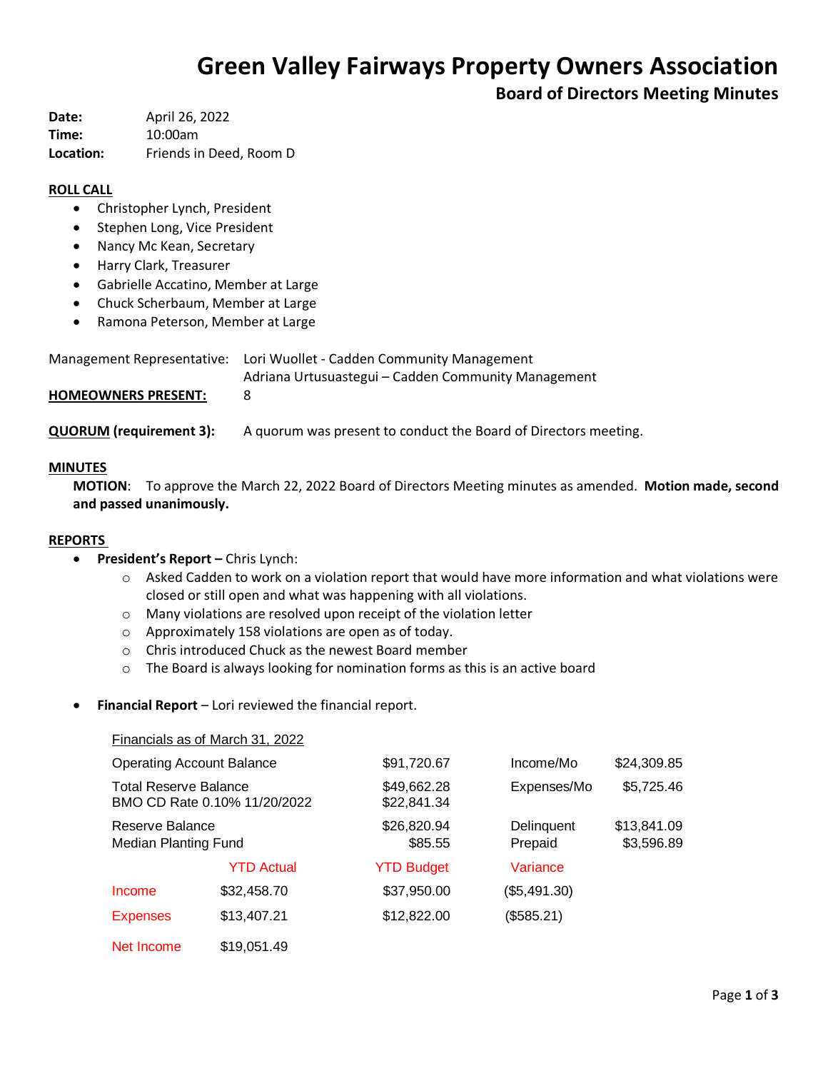# Green Valley Fairways Property Owners Association

## Board of Directors Meeting Minutes

**Date:** April 26, 2022
**Time:** 10:00am
**Location:** Friends in Deed, Room D

**ROLL CALL**

- Christopher Lynch, President
- Stephen Long, Vice President
- Nancy Mc Kean, Secretary
- Harry Clark, Treasurer
- Gabrielle Accatino, Member at Large
- Chuck Scherbaum, Member at Large
- Ramona Peterson, Member at Large

Management Representative: Lori Wuollet - Cadden Community Management
Adriana Urtusuastegui – Cadden Community Management

**HOMEOWNERS PRESENT:** 8

**QUORUM (requirement 3):** A quorum was present to conduct the Board of Directors meeting.

**MINUTES**

**MOTION**: To approve the March 22, 2022 Board of Directors Meeting minutes as amended. **Motion made, second and passed unanimously.**

**REPORTS**

- **President's Report –** Chris Lynch:
  - Asked Cadden to work on a violation report that would have more information and what violations were closed or still open and what was happening with all violations.
  - Many violations are resolved upon receipt of the violation letter
  - Approximately 158 violations are open as of today.
  - Chris introduced Chuck as the newest Board member
  - The Board is always looking for nomination forms as this is an active board

- **Financial Report** – Lori reviewed the financial report.

Financials as of March 31, 2022

| | | | | |
|---|---|---|---|---|
| Operating Account Balance | | $91,720.67 | Income/Mo | $24,309.85 |
| Total Reserve Balance | | $49,662.28 | Expenses/Mo | $5,725.46 |
| BMO CD Rate 0.10% 11/20/2022 | | $22,841.34 | | |
| Reserve Balance | | $26,820.94 | Delinquent | $13,841.09 |
| Median Planting Fund | | $85.55 | Prepaid | $3,596.89 |
| | YTD Actual | YTD Budget | Variance | |
| Income | $32,458.70 | $37,950.00 | ($5,491.30) | |
| Expenses | $13,407.21 | $12,822.00 | ($585.21) | |
| Net Income | $19,051.49 | | | |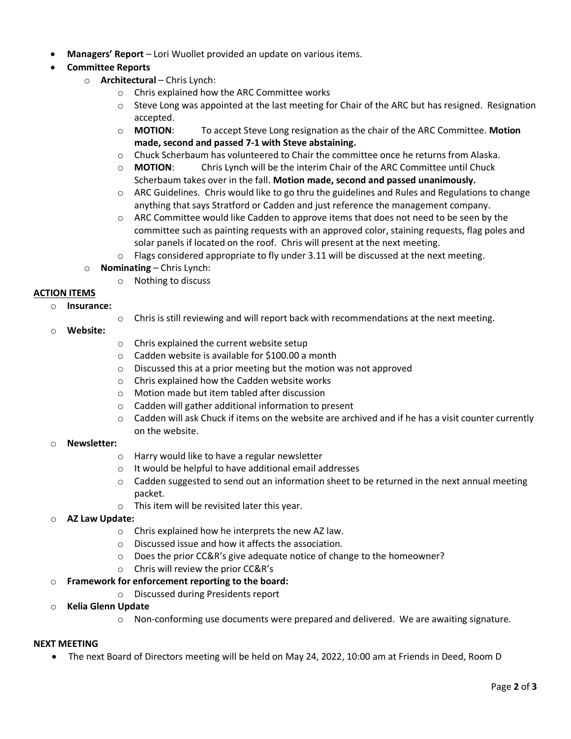- **Managers' Report** – Lori Wuollet provided an update on various items.
- **Committee Reports**
  - **Architectural** – Chris Lynch:
    - Chris explained how the ARC Committee works
    - Steve Long was appointed at the last meeting for Chair of the ARC but has resigned. Resignation accepted.
    - **MOTION**: To accept Steve Long resignation as the chair of the ARC Committee. **Motion made, second and passed 7-1 with Steve abstaining.**
    - Chuck Scherbaum has volunteered to Chair the committee once he returns from Alaska.
    - **MOTION**: Chris Lynch will be the interim Chair of the ARC Committee until Chuck Scherbaum takes over in the fall. **Motion made, second and passed unanimously.**
    - ARC Guidelines. Chris would like to go thru the guidelines and Rules and Regulations to change anything that says Stratford or Cadden and just reference the management company.
    - ARC Committee would like Cadden to approve items that does not need to be seen by the committee such as painting requests with an approved color, staining requests, flag poles and solar panels if located on the roof. Chris will present at the next meeting.
    - Flags considered appropriate to fly under 3.11 will be discussed at the next meeting.
  - **Nominating** – Chris Lynch:
    - Nothing to discuss

## ACTION ITEMS

- **Insurance:**
  - Chris is still reviewing and will report back with recommendations at the next meeting.
- **Website:**
  - Chris explained the current website setup
  - Cadden website is available for $100.00 a month
  - Discussed this at a prior meeting but the motion was not approved
  - Chris explained how the Cadden website works
  - Motion made but item tabled after discussion
  - Cadden will gather additional information to present
  - Cadden will ask Chuck if items on the website are archived and if he has a visit counter currently on the website.
- **Newsletter:**
  - Harry would like to have a regular newsletter
  - It would be helpful to have additional email addresses
  - Cadden suggested to send out an information sheet to be returned in the next annual meeting packet.
  - This item will be revisited later this year.
- **AZ Law Update:**
  - Chris explained how he interprets the new AZ law.
  - Discussed issue and how it affects the association.
  - Does the prior CC&R's give adequate notice of change to the homeowner?
  - Chris will review the prior CC&R's
- **Framework for enforcement reporting to the board:**
  - Discussed during Presidents report
- **Kelia Glenn Update**
  - Non-conforming use documents were prepared and delivered. We are awaiting signature.

## NEXT MEETING

- The next Board of Directors meeting will be held on May 24, 2022, 10:00 am at Friends in Deed, Room D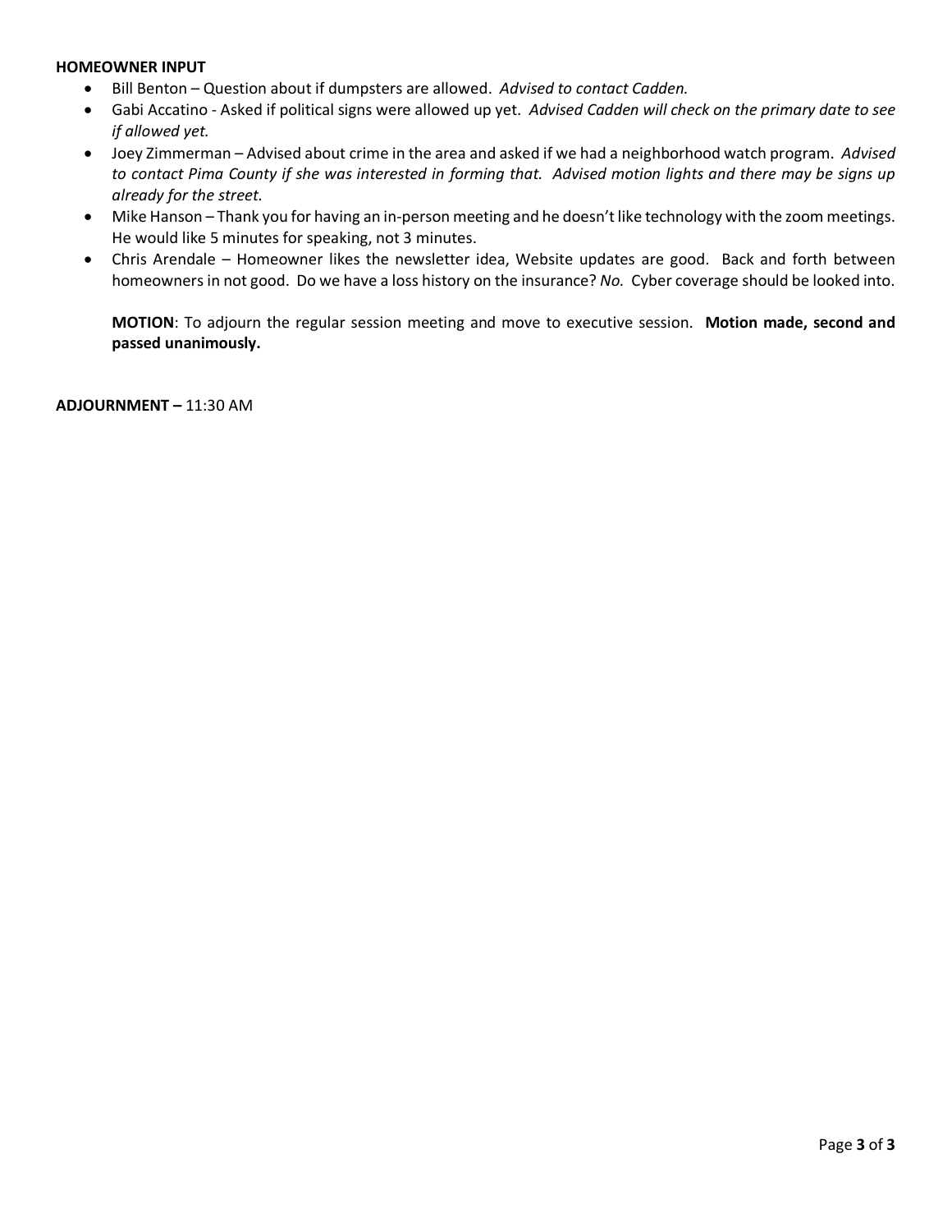**HOMEOWNER INPUT**

- Bill Benton – Question about if dumpsters are allowed. *Advised to contact Cadden.*
- Gabi Accatino - Asked if political signs were allowed up yet. *Advised Cadden will check on the primary date to see if allowed yet.*
- Joey Zimmerman – Advised about crime in the area and asked if we had a neighborhood watch program. *Advised to contact Pima County if she was interested in forming that. Advised motion lights and there may be signs up already for the street.*
- Mike Hanson – Thank you for having an in-person meeting and he doesn't like technology with the zoom meetings. He would like 5 minutes for speaking, not 3 minutes.
- Chris Arendale – Homeowner likes the newsletter idea, Website updates are good. Back and forth between homeowners in not good. Do we have a loss history on the insurance? *No.* Cyber coverage should be looked into.

**MOTION**: To adjourn the regular session meeting and move to executive session. **Motion made, second and passed unanimously.**

**ADJOURNMENT –** 11:30 AM